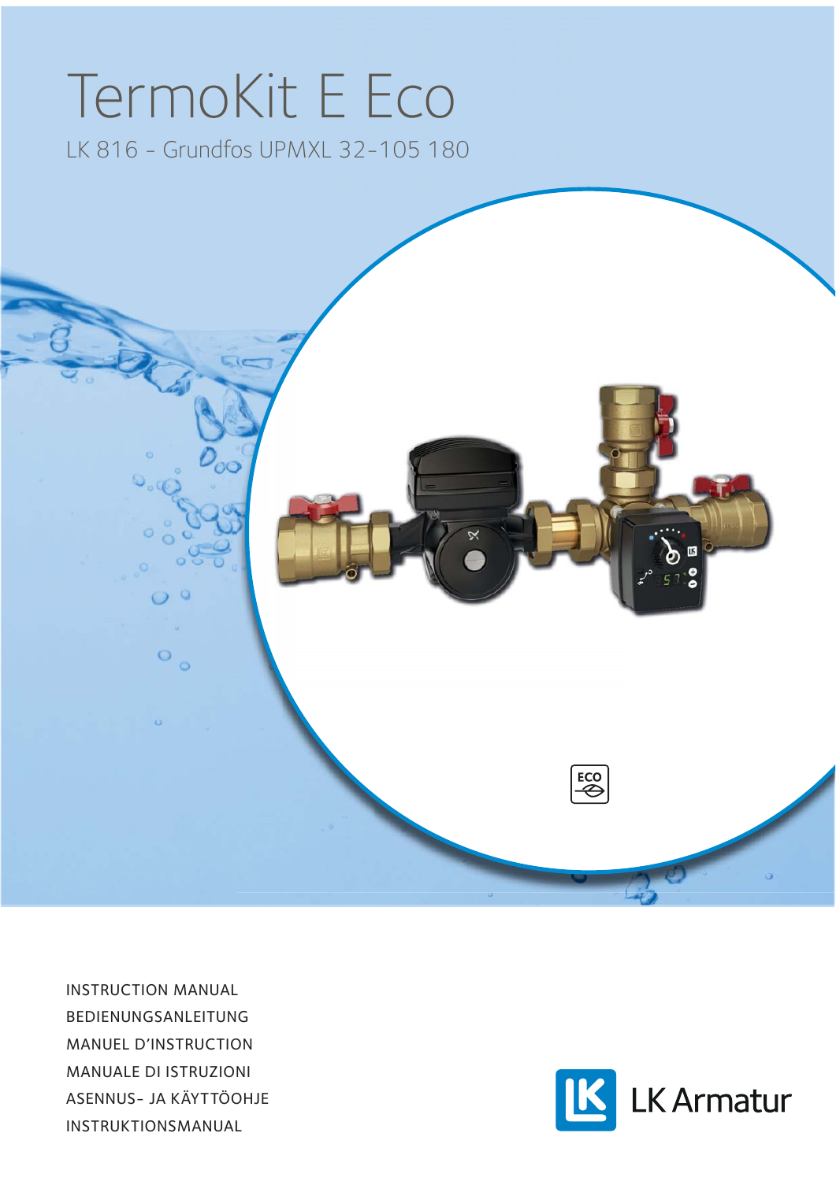# TermoKit E Eco

LK 816 - Grundfos UPMXL 32-105 180

INSTRUCTION MANUAL
BEDIENUNGSANLEITUNG
MANUEL D'INSTRUCTION
MANUALE DI ISTRUZIONI
ASENNUS- JA KÄYTTÖOHJE
INSTRUKTIONSMANUAL

LK Armatur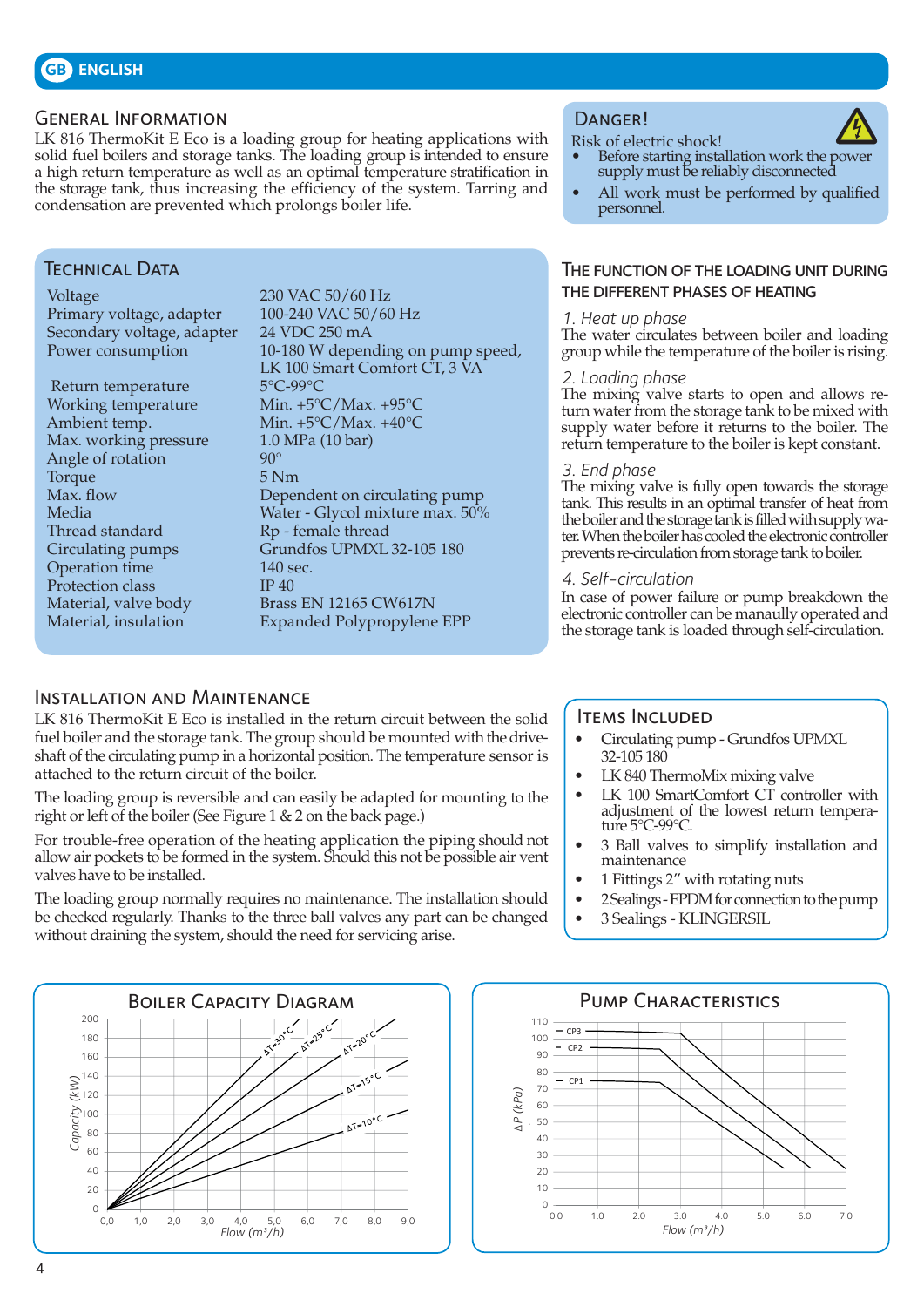## GENERAL INFORMATION

LK 816 ThermoKit E Eco is a loading group for heating applications with solid fuel boilers and storage tanks. The loading group is intended to ensure a high return temperature as well as an optimal temperature stratification in the storage tank, thus increasing the efficiency of the system. Tarring and condensation are prevented which prolongs boiler life.

## DANGER!

Risk of electric shock!

- Before starting installation work the power supply must be reliably disconnected
- All work must be performed by qualified personnel.

## TECHNICAL DATA

| | |
|---|---|
| Voltage | 230 VAC 50/60 Hz |
| Primary voltage, adapter | 100-240 VAC 50/60 Hz |
| Secondary voltage, adapter | 24 VDC 250 mA |
| Power consumption | 10-180 W depending on pump speed, LK 100 Smart Comfort CT, 3 VA |
| Return temperature | 5°C-99°C |
| Working temperature | Min. +5°C/Max. +95°C |
| Ambient temp. | Min. +5°C/Max. +40°C |
| Max. working pressure | 1.0 MPa (10 bar) |
| Angle of rotation | 90° |
| Torque | 5 Nm |
| Max. flow | Dependent on circulating pump |
| Media | Water - Glycol mixture max. 50% |
| Thread standard | Rp - female thread |
| Circulating pumps | Grundfos UPMXL 32-105 180 |
| Operation time | 140 sec. |
| Protection class | IP 40 |
| Material, valve body | Brass EN 12165 CW617N |
| Material, insulation | Expanded Polypropylene EPP |

## THE FUNCTION OF THE LOADING UNIT DURING THE DIFFERENT PHASES OF HEATING

*1. Heat up phase*

The water circulates between boiler and loading group while the temperature of the boiler is rising.

*2. Loading phase*

The mixing valve starts to open and allows return water from the storage tank to be mixed with supply water before it returns to the boiler. The return temperature to the boiler is kept constant.

*3. End phase*

The mixing valve is fully open towards the storage tank. This results in an optimal transfer of heat from the boiler and the storage tank is filled with supply water. When the boiler has cooled the electronic controller prevents re-circulation from storage tank to boiler.

*4. Self-circulation*

In case of power failure or pump breakdown the electronic controller can be manaully operated and the storage tank is loaded through self-circulation.

## INSTALLATION AND MAINTENANCE

LK 816 ThermoKit E Eco is installed in the return circuit between the solid fuel boiler and the storage tank. The group should be mounted with the driveshaft of the circulating pump in a horizontal position. The temperature sensor is attached to the return circuit of the boiler.

The loading group is reversible and can easily be adapted for mounting to the right or left of the boiler (See Figure 1 & 2 on the back page.)

For trouble-free operation of the heating application the piping should not allow air pockets to be formed in the system. Should this not be possible air vent valves have to be installed.

The loading group normally requires no maintenance. The installation should be checked regularly. Thanks to the three ball valves any part can be changed without draining the system, should the need for servicing arise.

## ITEMS INCLUDED

- Circulating pump - Grundfos UPMXL 32-105 180
- LK 840 ThermoMix mixing valve
- LK 100 SmartComfort CT controller with adjustment of the lowest return temperature 5°C-99°C.
- 3 Ball valves to simplify installation and maintenance
- 1 Fittings 2" with rotating nuts
- 2 Sealings - EPDM for connection to the pump
- 3 Sealings - KLINGERSIL

## BOILER CAPACITY DIAGRAM

Capacity (kW) vs. Flow (m³/h); lines for ΔT=30°C, ΔT=25°C, ΔT=20°C, ΔT=15°C, ΔT=10°C.

## PUMP CHARACTERISTICS

ΔP (kPa) vs. Flow (m³/h); curves CP3, CP2, CP1.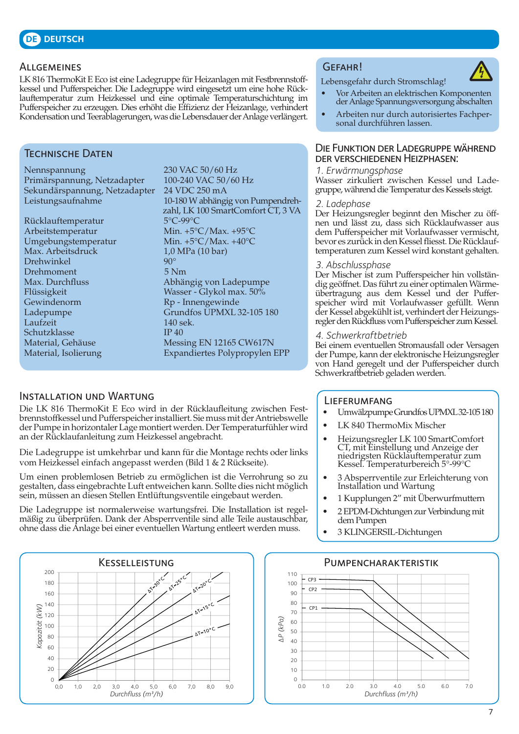DE DEUTSCH

## Allgemeines

LK 816 ThermoKit E Eco ist eine Ladegruppe für Heizanlagen mit Festbrennstoffkessel und Pufferspeicher. Die Ladegruppe wird eingesetzt um eine hohe Rücklauftemperatur zum Heizkessel und eine optimale Temperaturschichtung im Pufferspeicher zu erzeugen. Dies erhöht die Effizienz der Heizanlage, verhindert Kondensation und Teerablagerungen, was die Lebensdauer der Anlage verlängert.

## Gefahr!

Lebensgefahr durch Stromschlag!

- Vor Arbeiten an elektrischen Komponenten der Anlage Spannungsversorgung abschalten
- Arbeiten nur durch autorisiertes Fachpersonal durchführen lassen.

## Technische Daten

| | |
|---|---|
| Nennspannung | 230 VAC 50/60 Hz |
| Primärspannung, Netzadapter | 100-240 VAC 50/60 Hz |
| Sekundärspannung, Netzadapter | 24 VDC 250 mA |
| Leistungsaufnahme | 10-180 W abhängig von Pumpendrehzahl, LK 100 SmartComfort CT, 3 VA |
| Rücklauftemperatur | 5°C-99°C |
| Arbeitstemperatur | Min. +5°C/Max. +95°C |
| Umgebungstemperatur | Min. +5°C/Max. +40°C |
| Max. Arbeitsdruck | 1,0 MPa (10 bar) |
| Drehwinkel | 90° |
| Drehmoment | 5 Nm |
| Max. Durchfluss | Abhängig von Ladepumpe |
| Flüssigkeit | Wasser - Glykol max. 50% |
| Gewindenorm | Rp - Innengewinde |
| Ladepumpe | Grundfos UPMXL 32-105 180 |
| Laufzeit | 140 sek. |
| Schutzklasse | IP 40 |
| Material, Gehäuse | Messing EN 12165 CW617N |
| Material, Isolierung | Expandiertes Polypropylen EPP |

## Die Funktion der Ladegruppe während der verschiedenen Heizphasen:

*1. Erwärmungsphase*
Wasser zirkuliert zwischen Kessel und Ladegruppe, während die Temperatur des Kessels steigt.

*2. Ladephase*
Der Heizungsregler beginnt den Mischer zu öffnen und lässt zu, dass sich Rücklaufwasser aus dem Pufferspeicher mit Vorlaufwasser vermischt, bevor es zurück in den Kessel fliesst. Die Rücklauftemperaturen zum Kessel wird konstant gehalten.

*3. Abschlussphase*
Der Mischer ist zum Pufferspeicher hin vollständig geöffnet. Das führt zu einer optimalen Wärmeübertragung aus dem Kessel und der Pufferspeicher wird mit Vorlaufwasser gefüllt. Wenn der Kessel abgekühlt ist, verhindert der Heizungsregler den Rückfluss vom Pufferspeicher zum Kessel.

*4. Schwerkraftbetrieb*
Bei einem eventuellen Stromausfall oder Versagen der Pumpe, kann der elektronische Heizungsregler von Hand geregelt und der Pufferspeicher durch Schwerkraftbetrieb geladen werden.

## Installation und Wartung

Die LK 816 ThermoKit E Eco wird in der Rücklaufleitung zwischen Festbrennstoffkessel und Pufferspeicher installiert. Sie muss mit der Antriebswelle der Pumpe in horizontaler Lage montiert werden. Der Temperaturfühler wird an der Rücklaufanleitung zum Heizkessel angebracht.

Die Ladegruppe ist umkehrbar und kann für die Montage rechts oder links vom Heizkessel einfach angepasst werden (Bild 1 & 2 Rückseite).

Um einen problemlosen Betrieb zu ermöglichen ist die Verrohrung so zu gestalten, dass eingebrachte Luft entweichen kann. Sollte dies nicht möglich sein, müssen an diesen Stellen Entlüftungsventile eingebaut werden.

Die Ladegruppe ist normalerweise wartungsfrei. Die Installation ist regelmäßig zu überprüfen. Dank der Absperrventile sind alle Teile austauschbar, ohne dass die Anlage bei einer eventuellen Wartung entleert werden muss.

## Lieferumfang

- Umwälzpumpe Grundfos UPMXL 32-105 180
- LK 840 ThermoMix Mischer
- Heizungsregler LK 100 SmartComfort CT, mit Einstellung und Anzeige der niedrigsten Rücklauftemperatur zum Kessel. Temperaturbereich 5°-99°C
- 3 Absperrventile zur Erleichterung von Installation und Wartung
- 1 Kupplungen 2” mit Überwurfmuttern
- 2 EPDM-Dichtungen zur Verbindung mit dem Pumpen
- 3 KLINGERSIL-Dichtungen

## Kesselleistung

Kapazität (kW) vs. Durchfluss (m³/h); Kurven: ΔT=30°C, ΔT=25°C, ΔT=20°C, ΔT=15°C, ΔT=10°C

## Pumpencharakteristik

ΔP (kPa) vs. Durchfluss (m³/h); Kurven: CP3, CP2, CP1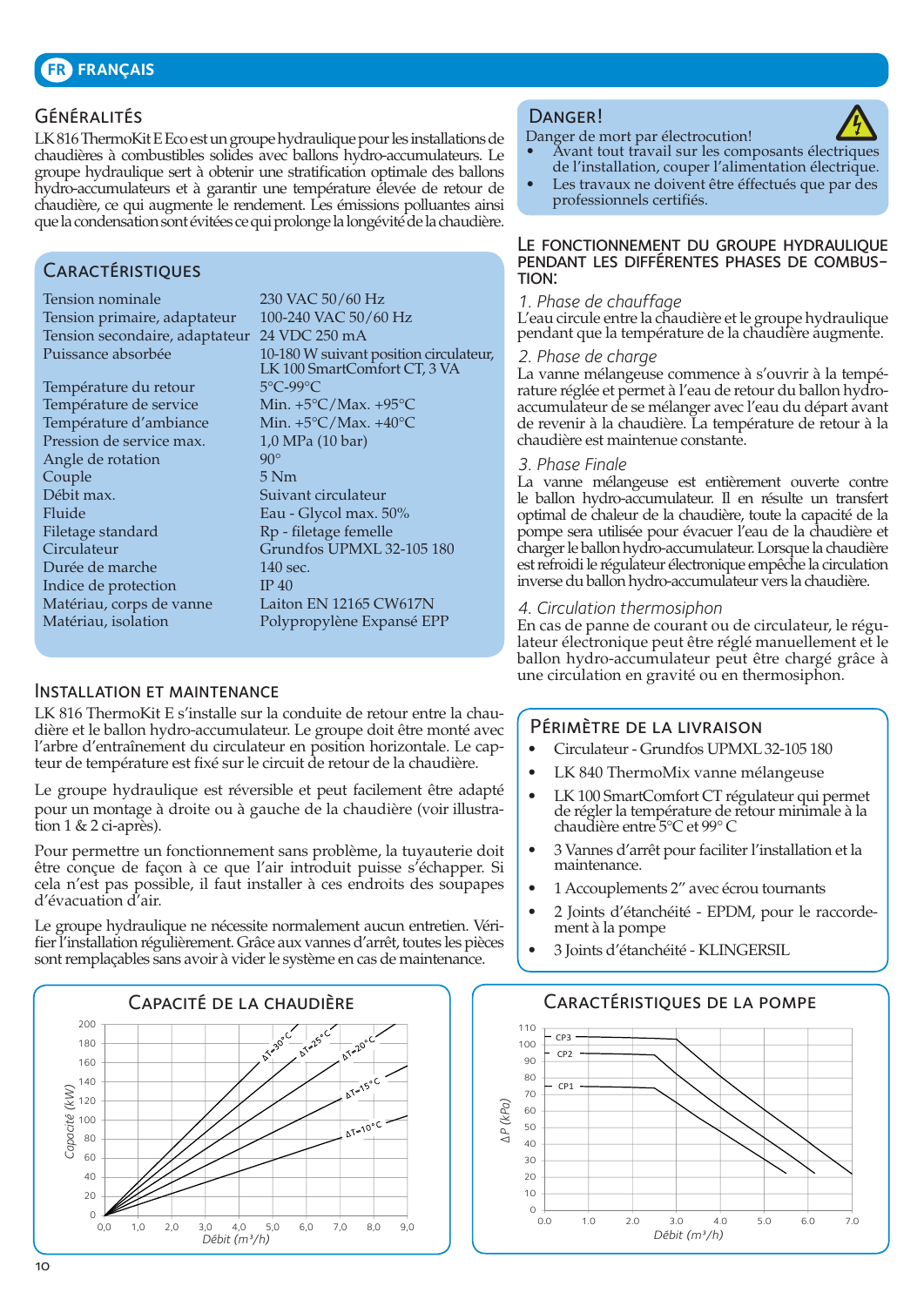## FR FRANÇAIS

### Généralités

LK 816 ThermoKit E Eco est un groupe hydraulique pour les installations de chaudières à combustibles solides avec ballons hydro-accumulateurs. Le groupe hydraulique sert à obtenir une stratification optimale des ballons hydro-accumulateurs et à garantir une température élevée de retour de chaudière, ce qui augmente le rendement. Les émissions polluantes ainsi que la condensation sont évitées ce qui prolonge la longévité de la chaudière.

### Caractéristiques

| | |
|---|---|
| Tension nominale | 230 VAC 50/60 Hz |
| Tension primaire, adaptateur | 100-240 VAC 50/60 Hz |
| Tension secondaire, adaptateur | 24 VDC 250 mA |
| Puissance absorbée | 10-180 W suivant position circulateur, LK 100 SmartComfort CT, 3 VA |
| Température du retour | 5°C-99°C |
| Température de service | Min. +5°C/Max. +95°C |
| Température d'ambiance | Min. +5°C/Max. +40°C |
| Pression de service max. | 1,0 MPa (10 bar) |
| Angle de rotation | 90° |
| Couple | 5 Nm |
| Débit max. | Suivant circulateur |
| Fluide | Eau - Glycol max. 50% |
| Filetage standard | Rp - filetage femelle |
| Circulateur | Grundfos UPMXL 32-105 180 |
| Durée de marche | 140 sec. |
| Indice de protection | IP 40 |
| Matériau, corps de vanne | Laiton EN 12165 CW617N |
| Matériau, isolation | Polypropylène Expansé EPP |

### Installation et maintenance

LK 816 ThermoKit E s'installe sur la conduite de retour entre la chaudière et le ballon hydro-accumulateur. Le groupe doit être monté avec l'arbre d'entraînement du circulateur en position horizontale. Le capteur de température est fixé sur le circuit de retour de la chaudière.

Le groupe hydraulique est réversible et peut facilement être adapté pour un montage à droite ou à gauche de la chaudière (voir illustration 1 & 2 ci-après).

Pour permettre un fonctionnement sans problème, la tuyauterie doit être conçue de façon à ce que l'air introduit puisse s'échapper. Si cela n'est pas possible, il faut installer à ces endroits des soupapes d'évacuation d'air.

Le groupe hydraulique ne nécessite normalement aucun entretien. Vérifier l'installation régulièrement. Grâce aux vannes d'arrêt, toutes les pièces sont remplaçables sans avoir à vider le système en cas de maintenance.

### Danger!

Danger de mort par électrocution!

- Avant tout travail sur les composants électriques de l'installation, couper l'alimentation électrique.
- Les travaux ne doivent être effectués que par des professionnels certifiés.

### Le fonctionnement du groupe hydraulique pendant les différentes phases de combustion:

*1. Phase de chauffage*

L'eau circule entre la chaudière et le groupe hydraulique pendant que la température de la chaudière augmente.

*2. Phase de charge*

La vanne mélangeuse commence à s'ouvrir à la température réglée et permet à l'eau de retour du ballon hydro-accumulateur de se mélanger avec l'eau du départ avant de revenir à la chaudière. La température de retour à la chaudière est maintenue constante.

*3. Phase Finale*

La vanne mélangeuse est entièrement ouverte contre le ballon hydro-accumulateur. Il en résulte un transfert optimal de chaleur de la chaudière, toute la capacité de la pompe sera utilisée pour évacuer l'eau de la chaudière et charger le ballon hydro-accumulateur. Lorsque la chaudière est refroidi le régulateur électronique empêche la circulation inverse du ballon hydro-accumulateur vers la chaudière.

*4. Circulation thermosiphon*

En cas de panne de courant ou de circulateur, le régulateur électronique peut être réglé manuellement et le ballon hydro-accumulateur peut être chargé grâce à une circulation en gravité ou en thermosiphon.

### Périmètre de la livraison

- Circulateur - Grundfos UPMXL 32-105 180
- LK 840 ThermoMix vanne mélangeuse
- LK 100 SmartComfort CT régulateur qui permet de régler la température de retour minimale à la chaudière entre 5°C et 99° C
- 3 Vannes d'arrêt pour faciliter l'installation et la maintenance.
- 1 Accouplements 2" avec écrou tournants
- 2 Joints d'étanchéité - EPDM, pour le raccordement à la pompe
- 3 Joints d'étanchéité - KLINGERSIL

### Capacité de la chaudière

Capacité (kW) — Débit (m³/h) — ΔT=30°C, ΔT=25°C, ΔT=20°C, ΔT=15°C, ΔT=10°C

### Caractéristiques de la pompe

ΔP (kPa) — Débit (m³/h) — CP3, CP2, CP1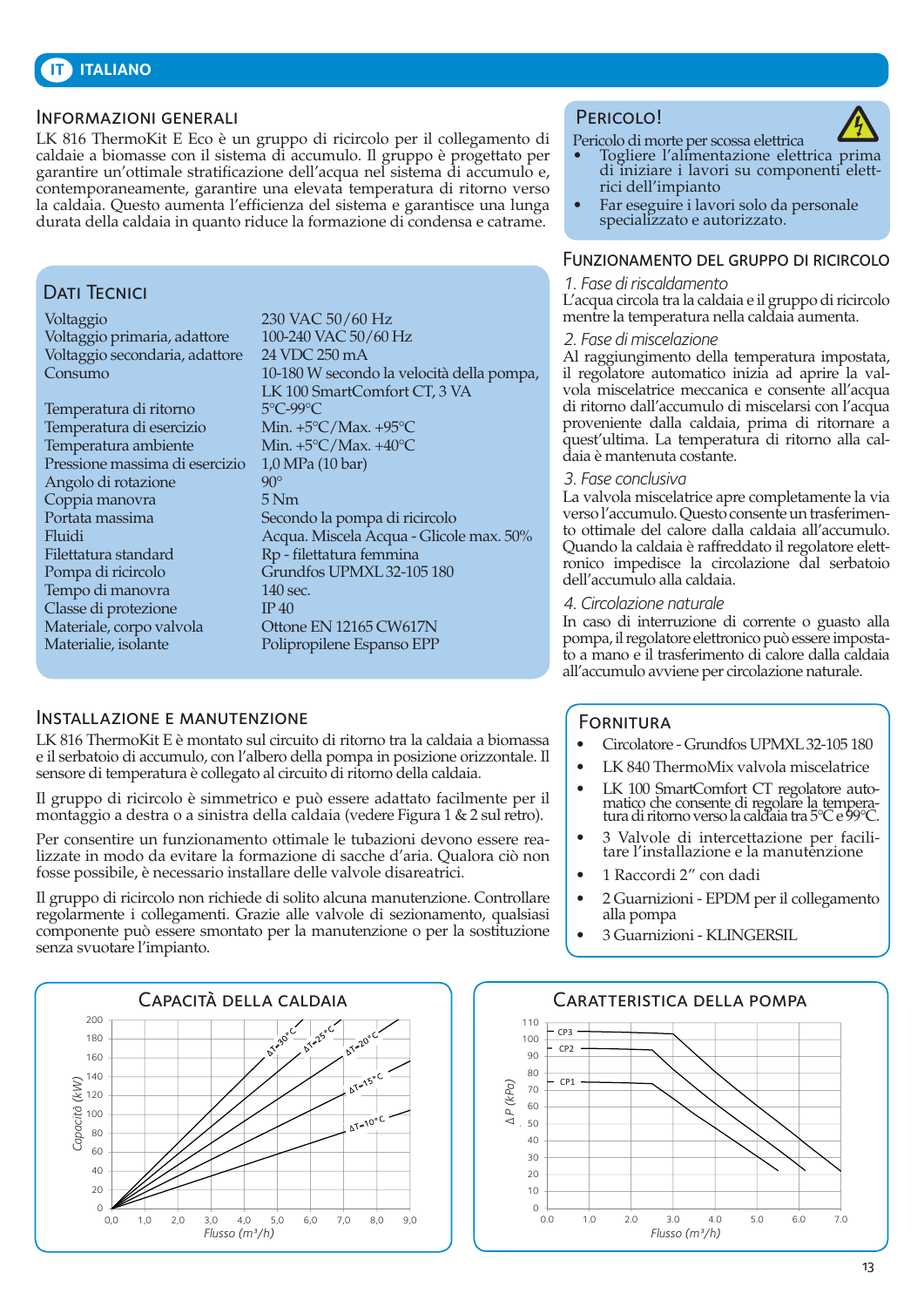## IT ITALIANO

### Informazioni generali

LK 816 ThermoKit E Eco è un gruppo di ricircolo per il collegamento di caldaie a biomasse con il sistema di accumulo. Il gruppo è progettato per garantire un'ottimale stratificazione dell'acqua nel sistema di accumulo e, contemporaneamente, garantire una elevata temperatura di ritorno verso la caldaia. Questo aumenta l'efficienza del sistema e garantisce una lunga durata della caldaia in quanto riduce la formazione di condensa e catrame.

### Dati Tecnici

| | |
|---|---|
| Voltaggio | 230 VAC 50/60 Hz |
| Voltaggio primaria, adattore | 100-240 VAC 50/60 Hz |
| Voltaggio secondaria, adattore | 24 VDC 250 mA |
| Consumo | 10-180 W secondo la velocità della pompa, LK 100 SmartComfort CT, 3 VA |
| Temperatura di ritorno | 5°C-99°C |
| Temperatura di esercizio | Min. +5°C/Max. +95°C |
| Temperatura ambiente | Min. +5°C/Max. +40°C |
| Pressione massima di esercizio | 1,0 MPa (10 bar) |
| Angolo di rotazione | 90° |
| Coppia manovra | 5 Nm |
| Portata massima | Secondo la pompa di ricircolo |
| Fluidi | Acqua. Miscela Acqua - Glicole max. 50% |
| Filettatura standard | Rp - filettatura femmina |
| Pompa di ricircolo | Grundfos UPMXL 32-105 180 |
| Tempo di manovra | 140 sec. |
| Classe di protezione | IP 40 |
| Materiale, corpo valvola | Ottone EN 12165 CW617N |
| Materialie, isolante | Polipropilene Espanso EPP |

### Installazione e manutenzione

LK 816 ThermoKit E è montato sul circuito di ritorno tra la caldaia a biomassa e il serbatoio di accumulo, con l'albero della pompa in posizione orizzontale. Il sensore di temperatura è collegato al circuito di ritorno della caldaia.

Il gruppo di ricircolo è simmetrico e può essere adattato facilmente per il montaggio a destra o a sinistra della caldaia (vedere Figura 1 & 2 sul retro).

Per consentire un funzionamento ottimale le tubazioni devono essere realizzate in modo da evitare la formazione di sacche d'aria. Qualora ciò non fosse possibile, è necessario installare delle valvole disareatrici.

Il gruppo di ricircolo non richiede di solito alcuna manutenzione. Controllare regolarmente i collegamenti. Grazie alle valvole di sezionamento, qualsiasi componente può essere smontato per la manutenzione o per la sostituzione senza svuotare l'impianto.

### Pericolo!

Pericolo di morte per scossa elettrica

- Togliere l'alimentazione elettrica prima di iniziare i lavori su componenti elettrici dell'impianto
- Far eseguire i lavori solo da personale specializzato e autorizzato.

### Funzionamento del gruppo di ricircolo

*1. Fase di riscaldamento*

L'acqua circola tra la caldaia e il gruppo di ricircolo mentre la temperatura nella caldaia aumenta.

*2. Fase di miscelazione*

Al raggiungimento della temperatura impostata, il regolatore automatico inizia ad aprire la valvola miscelatrice meccanica e consente all'acqua di ritorno dall'accumulo di miscelarsi con l'acqua proveniente dalla caldaia, prima di ritornare a quest'ultima. La temperatura di ritorno alla caldaia è mantenuta costante.

*3. Fase conclusiva*

La valvola miscelatrice apre completamente la via verso l'accumulo. Questo consente un trasferimento ottimale del calore dalla caldaia all'accumulo. Quando la caldaia è raffreddato il regolatore elettronico impedisce la circolazione dal serbatoio dell'accumulo alla caldaia.

*4. Circolazione naturale*

In caso di interruzione di corrente o guasto alla pompa, il regolatore elettronico può essere impostato a mano e il trasferimento di calore dalla caldaia all'accumulo avviene per circolazione naturale.

### Fornitura

- Circolatore - Grundfos UPMXL 32-105 180
- LK 840 ThermoMix valvola miscelatrice
- LK 100 SmartComfort CT regolatore automatico che consente di regolare la temperatura di ritorno verso la caldaia tra 5°C e 99°C.
- 3 Valvole di intercettazione per facilitare l'installazione e la manutenzione
- 1 Raccordi 2" con dadi
- 2 Guarnizioni - EPDM per il collegamento alla pompa
- 3 Guarnizioni - KLINGERSIL

### Capacità della caldaia

Capacità (kW) vs. Flusso (m³/h); curve: ΔT=30°C, ΔT=25°C, ΔT=20°C, ΔT=15°C, ΔT=10°C

### Caratteristica della pompa

ΔP (kPa) vs. Flusso (m³/h); curve: CP1, CP2, CP3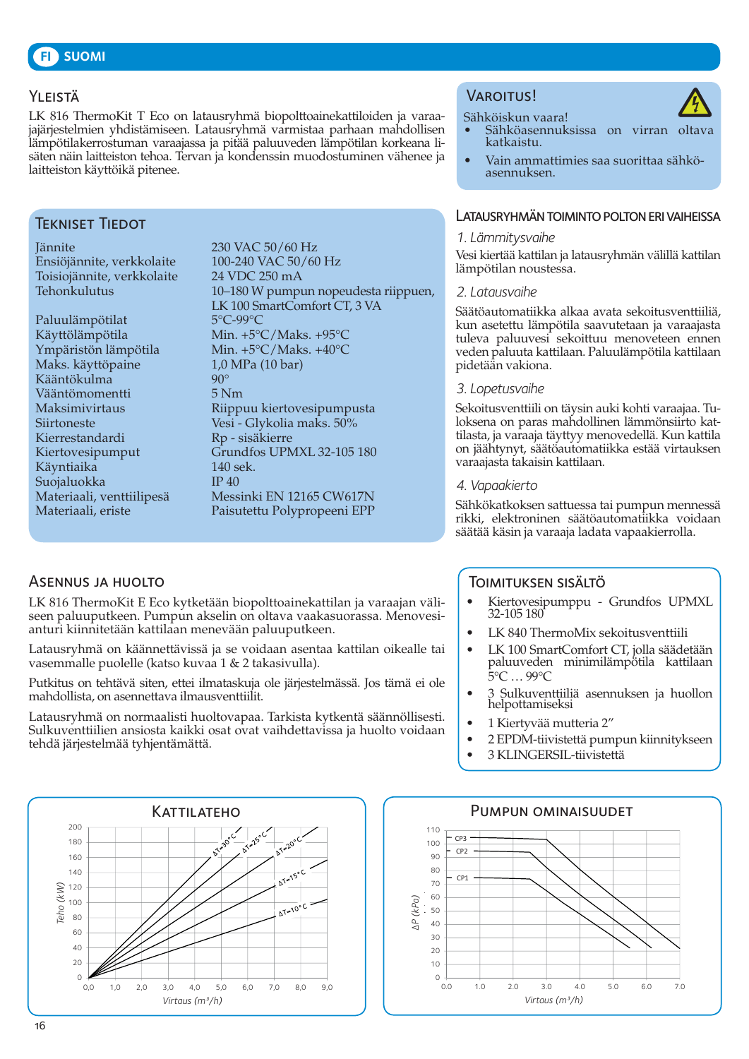## Yleistä

LK 816 ThermoKit T Eco on latausryhmä biopolttoainekattiloiden ja varaajajärjestelmien yhdistämiseen. Latausryhmä varmistaa parhaan mahdollisen lämpötilakerrostuman varaajassa ja pitää paluuveden lämpötilan korkeana lisäten näin laitteiston tehoa. Tervan ja kondenssin muodostuminen vähenee ja laitteiston käyttöikä pitenee.

## Varoitus!

Sähköiskun vaara!

- Sähköasennuksissa on virran oltava katkaistu.
- Vain ammattimies saa suorittaa sähköasennuksen.

## Tekniset tiedot

| | |
|---|---|
| Jännite | 230 VAC 50/60 Hz |
| Ensiöjännite, verkkolaite | 100-240 VAC 50/60 Hz |
| Toisiojännite, verkkolaite | 24 VDC 250 mA |
| Tehonkulutus | 10–180 W pumpun nopeudesta riippuen, LK 100 SmartComfort CT, 3 VA |
| Paluulämpötilat | 5°C-99°C |
| Käyttölämpötila | Min. +5°C/Maks. +95°C |
| Ympäristön lämpötila | Min. +5°C/Maks. +40°C |
| Maks. käyttöpaine | 1,0 MPa (10 bar) |
| Kääntökulma | 90° |
| Vääntömomentti | 5 Nm |
| Maksimivirtaus | Riippuu kiertovesipumpusta |
| Siirtoneste | Vesi - Glykolia maks. 50% |
| Kierrestandardi | Rp - sisäkierre |
| Kiertovesipumput | Grundfos UPMXL 32-105 180 |
| Käyntiaika | 140 sek. |
| Suojaluokka | IP 40 |
| Materiaali, venttiilipesä | Messinki EN 12165 CW617N |
| Materiaali, eriste | Paisutettu Polypropeeni EPP |

## Latausryhmän toiminto polton eri vaiheissa

*1. Lämmitysvaihe*

Vesi kiertää kattilan ja latausryhmän välillä kattilan lämpötilan noustessa.

*2. Latausvaihe*

Säätöautomatiikka alkaa avata sekoitusventtiiliä, kun asetettu lämpötila saavutetaan ja varaajasta tuleva paluuvesi sekoittuu menoveteen ennen veden paluuta kattilaan. Paluulämpötila pidetään vakiona.

*3. Lopetusvaihe*

Sekoitusventtiili on täysin auki kohti varaajaa. Tuloksena on paras mahdollinen lämmönsiirto kattilasta, ja varaaja täyttyy menovedellä. Kun kattila on jäähtynyt, säätöautomatiikka estää virtauksen varaajasta takaisin kattilaan.

*4. Vapaakierto*

Sähkökatkoksen sattuessa tai pumpun mennessä rikki, elektroninen säätöautomatiikka voidaan säätää käsin ja varaaja ladata vapaakierrolla.

## Asennus ja huolto

LK 816 ThermoKit E Eco kytketään biopolttoainekattilan ja varaajan väliseen paluuputkeen. Pumpun akselin on oltava vaakasuorassa. Menovesianturi kiinnitetään kattilaan menevään paluuputkeen.

Latausryhmä on käännettävissä ja se voidaan asentaa kattilan oikealle tai vasemmalle puolelle (katso kuvaa 1 & 2 takasivulla).

Putkitus on tehtävä siten, ettei ilmataskuja ole järjestelmässä. Jos tämä ei ole mahdollista, on asennettava ilmausventtiilit.

Latausryhmä on normaalisti huoltovapaa. Tarkista kytkentä säännöllisesti. Sulkuventtiilien ansiosta kaikki osat ovat vaihdettavissa ja huolto voidaan tehdä järjestelmää tyhjentämättä.

## Toimituksen sisältö

- Kiertovesipumppu - Grundfos UPMXL 32-105 180
- LK 840 ThermoMix sekoitusventtiili
- LK 100 SmartComfort CT, jolla säädetään paluuveden minimilämpötila kattilaan 5°C … 99°C
- 3 Sulkuventtiiliä asennuksen ja huollon helpottamiseksi
- 1 Kiertyvää mutteria 2”
- 2 EPDM-tiivistettä pumpun kiinnitykseen
- 3 KLINGERSIL-tiivistettä

## Kattilateho

Teho (kW) – Virtaus (m³/h)

ΔT=30°C, ΔT=25°C, ΔT=20°C, ΔT=15°C, ΔT=10°C

## Pumpun ominaisuudet

ΔP (kPa) – Virtaus (m³/h)

CP3, CP2, CP1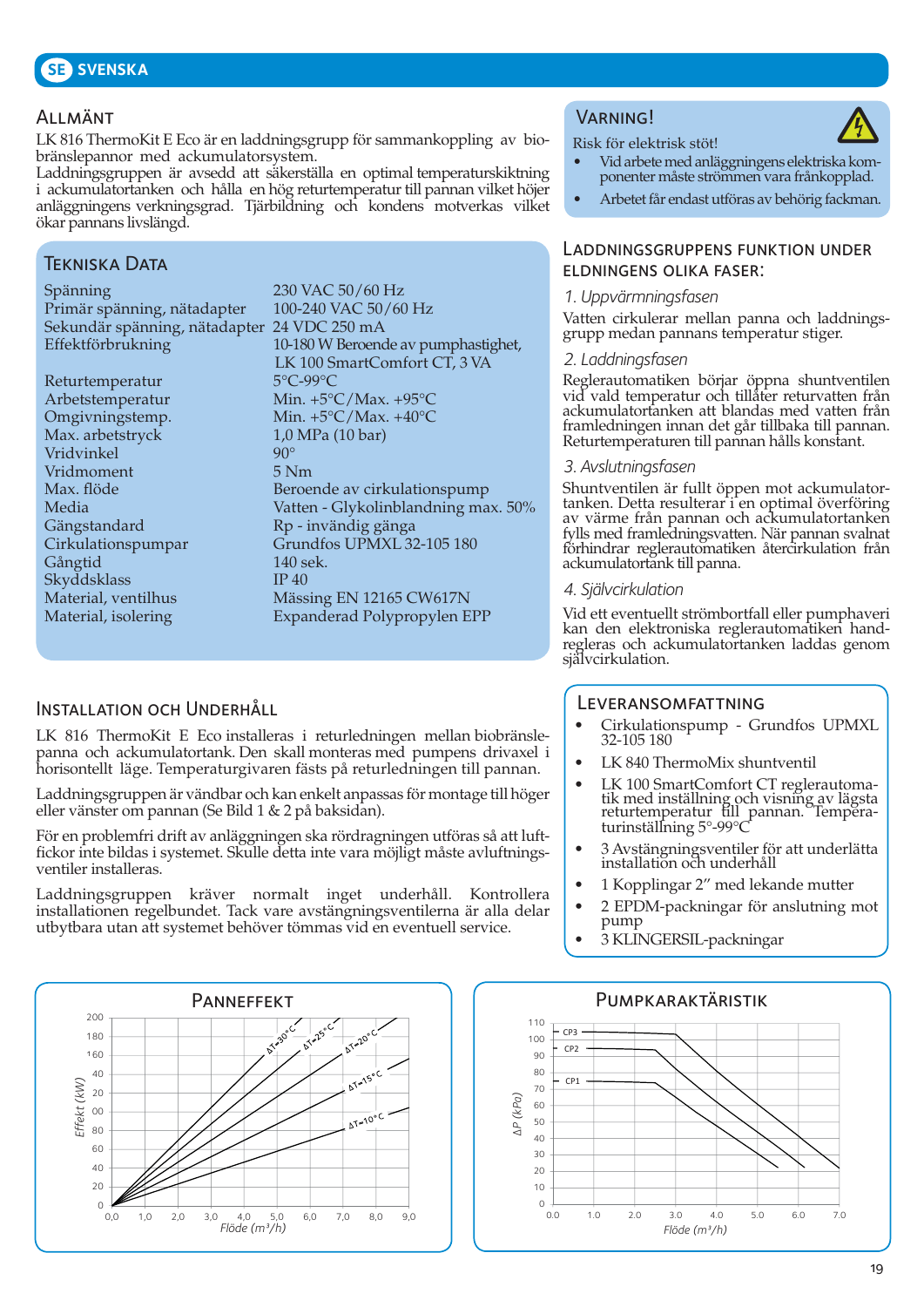# SE SVENSKA

## Allmänt

LK 816 ThermoKit E Eco är en laddningsgrupp för sammankoppling av biobränslepannor med ackumulatorsystem.
Laddningsgruppen är avsedd att säkerställa en optimal temperaturskiktning i ackumulatortanken och hålla en hög returtemperatur till pannan vilket höjer anläggningens verkningsgrad. Tjärbildning och kondens motverkas vilket ökar pannans livslängd.

## Tekniska Data

| | |
|---|---|
| Spänning | 230 VAC 50/60 Hz |
| Primär spänning, nätadapter | 100-240 VAC 50/60 Hz |
| Sekundär spänning, nätadapter | 24 VDC 250 mA |
| Effektförbrukning | 10-180 W Beroende av pumphastighet, LK 100 SmartComfort CT, 3 VA |
| Returtemperatur | 5°C-99°C |
| Arbetstemperatur | Min. +5°C/Max. +95°C |
| Omgivningstemp. | Min. +5°C/Max. +40°C |
| Max. arbetstryck | 1,0 MPa (10 bar) |
| Vridvinkel | 90° |
| Vridmoment | 5 Nm |
| Max. flöde | Beroende av cirkulationspump |
| Media | Vatten - Glykolinblandning max. 50% |
| Gängstandard | Rp - invändig gänga |
| Cirkulationspumpar | Grundfos UPMXL 32-105 180 |
| Gångtid | 140 sek. |
| Skyddsklass | IP 40 |
| Material, ventilhus | Mässing EN 12165 CW617N |
| Material, isolering | Expanderad Polypropylen EPP |

## Varning!

Risk för elektrisk stöt!

- Vid arbete med anläggningens elektriska komponenter måste strömmen vara frånkopplad.
- Arbetet får endast utföras av behörig fackman.

## Laddningsgruppens funktion under eldningens olika faser:

*1. Uppvärmningsfasen*

Vatten cirkulerar mellan panna och laddningsgrupp medan pannans temperatur stiger.

*2. Laddningsfasen*

Reglerautomatiken börjar öppna shuntventilen vid vald temperatur och tillåter returvatten från ackumulatortanken att blandas med vatten från framledningen innan det går tillbaka till pannan. Returtemperaturen till pannan hålls konstant.

*3. Avslutningsfasen*

Shuntventilen är fullt öppen mot ackumulatortanken. Detta resulterar i en optimal överföring av värme från pannan och ackumulatortanken fylls med framledningsvatten. När pannan svalnat förhindrar reglerautomatiken återcirkulation från ackumulatortank till panna.

*4. Självcirkulation*

Vid ett eventuellt strömbortfall eller pumphaveri kan den elektroniska reglerautomatiken handregleras och ackumulatortanken laddas genom självcirkulation.

## Installation och Underhåll

LK 816 ThermoKit E Eco installeras i returledningen mellan biobränslepanna och ackumulatortank. Den skall monteras med pumpens drivaxel i horisontellt läge. Temperaturgivaren fästs på returledningen till pannan.

Laddningsgruppen är vändbar och kan enkelt anpassas för montage till höger eller vänster om pannan (Se Bild 1 & 2 på baksidan).

För en problemfri drift av anläggningen ska rördragningen utföras så att luftfickor inte bildas i systemet. Skulle detta inte vara möjligt måste avluftningsventiler installeras.

Laddningsgruppen kräver normalt inget underhåll. Kontrollera installationen regelbundet. Tack vare avstängningsventilerna är alla delar utbytbara utan att systemet behöver tömmas vid en eventuell service.

## Leveransomfattning

- Cirkulationspump - Grundfos UPMXL 32-105 180
- LK 840 ThermoMix shuntventil
- LK 100 SmartComfort CT reglerautomatik med inställning och visning av lägsta returtemperatur till pannan. Temperaturinställning 5°-99°C
- 3 Avstängningsventiler för att underlätta installation och underhåll
- 1 Kopplingar 2" med lekande mutter
- 2 EPDM-packningar för anslutning mot pump
- 3 KLINGERSIL-packningar

## Panneffekt

Effekt (kW) vs Flöde (m³/h); kurvor ΔT=30°C, ΔT=25°C, ΔT=20°C, ΔT=15°C, ΔT=10°C

## Pumpkaraktäristik

ΔP (kPa) vs Flöde (m³/h); kurvor CP1, CP2, CP3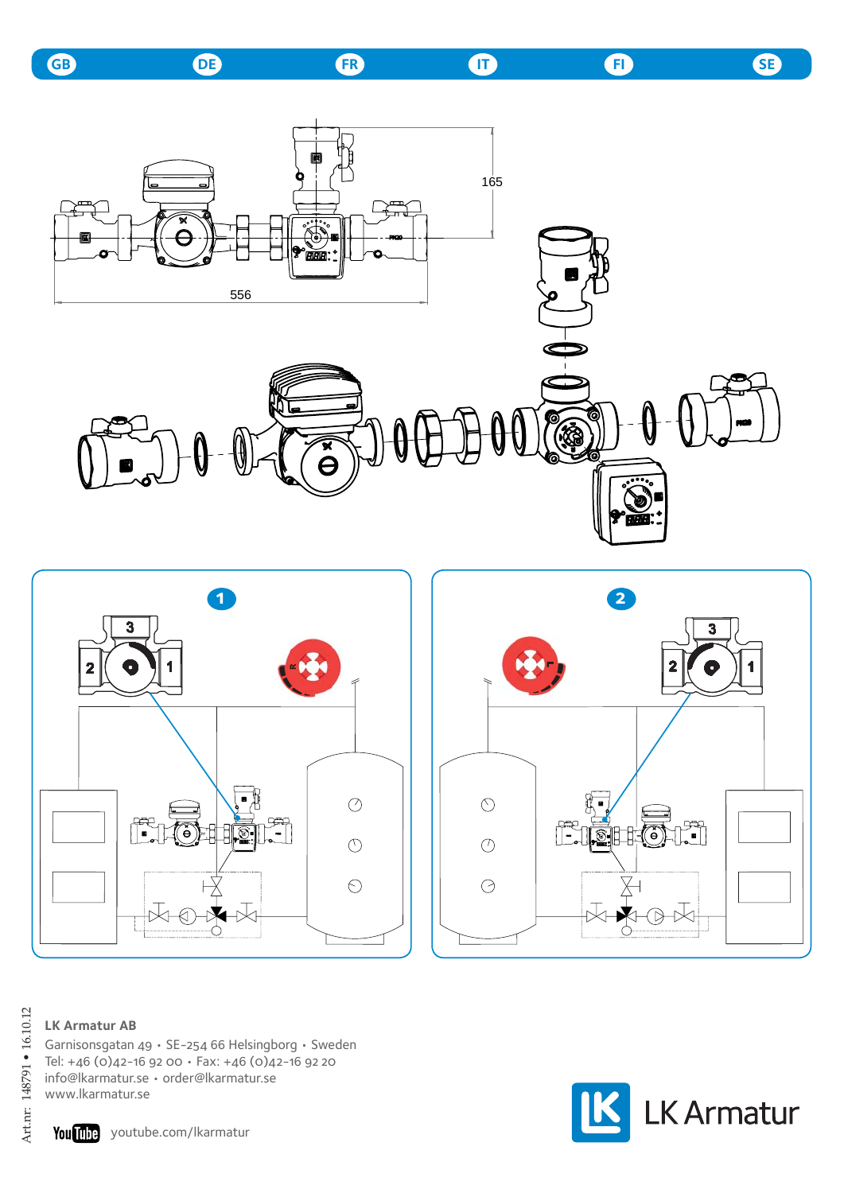GB DE FR IT FI SE

165

556

1

2

**LK Armatur AB**

Garnisonsgatan 49 • SE-254 66 Helsingborg • Sweden
Tel: +46 (0)42-16 92 00 • Fax: +46 (0)42-16 92 20
info@lkarmatur.se • order@lkarmatur.se
www.lkarmatur.se

youtube.com/lkarmatur

Art.nr: 148791 • 16.10.12

LK Armatur